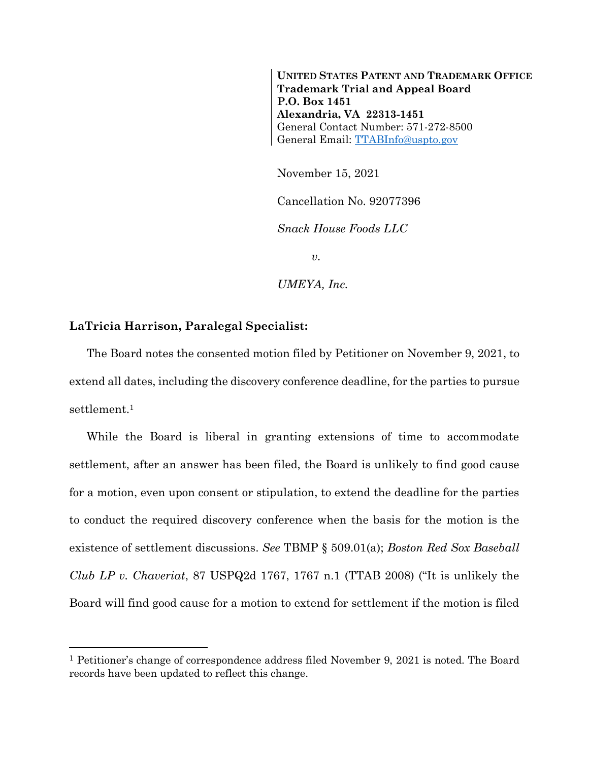**UNITED STATES PATENT AND TRADEMARK OFFICE**
**Trademark Trial and Appeal Board**
**P.O. Box 1451**
**Alexandria, VA 22313-1451**
General Contact Number: 571-272-8500
General Email: TTABInfo@uspto.gov

November 15, 2021

Cancellation No. 92077396

*Snack House Foods LLC*

*v.*

*UMEYA, Inc.*

**LaTricia Harrison, Paralegal Specialist:**

The Board notes the consented motion filed by Petitioner on November 9, 2021, to extend all dates, including the discovery conference deadline, for the parties to pursue settlement.[1]

While the Board is liberal in granting extensions of time to accommodate settlement, after an answer has been filed, the Board is unlikely to find good cause for a motion, even upon consent or stipulation, to extend the deadline for the parties to conduct the required discovery conference when the basis for the motion is the existence of settlement discussions. *See* TBMP § 509.01(a); *Boston Red Sox Baseball Club LP v. Chaveriat*, 87 USPQ2d 1767, 1767 n.1 (TTAB 2008) ("It is unlikely the Board will find good cause for a motion to extend for settlement if the motion is filed

---

[1] Petitioner's change of correspondence address filed November 9, 2021 is noted. The Board records have been updated to reflect this change.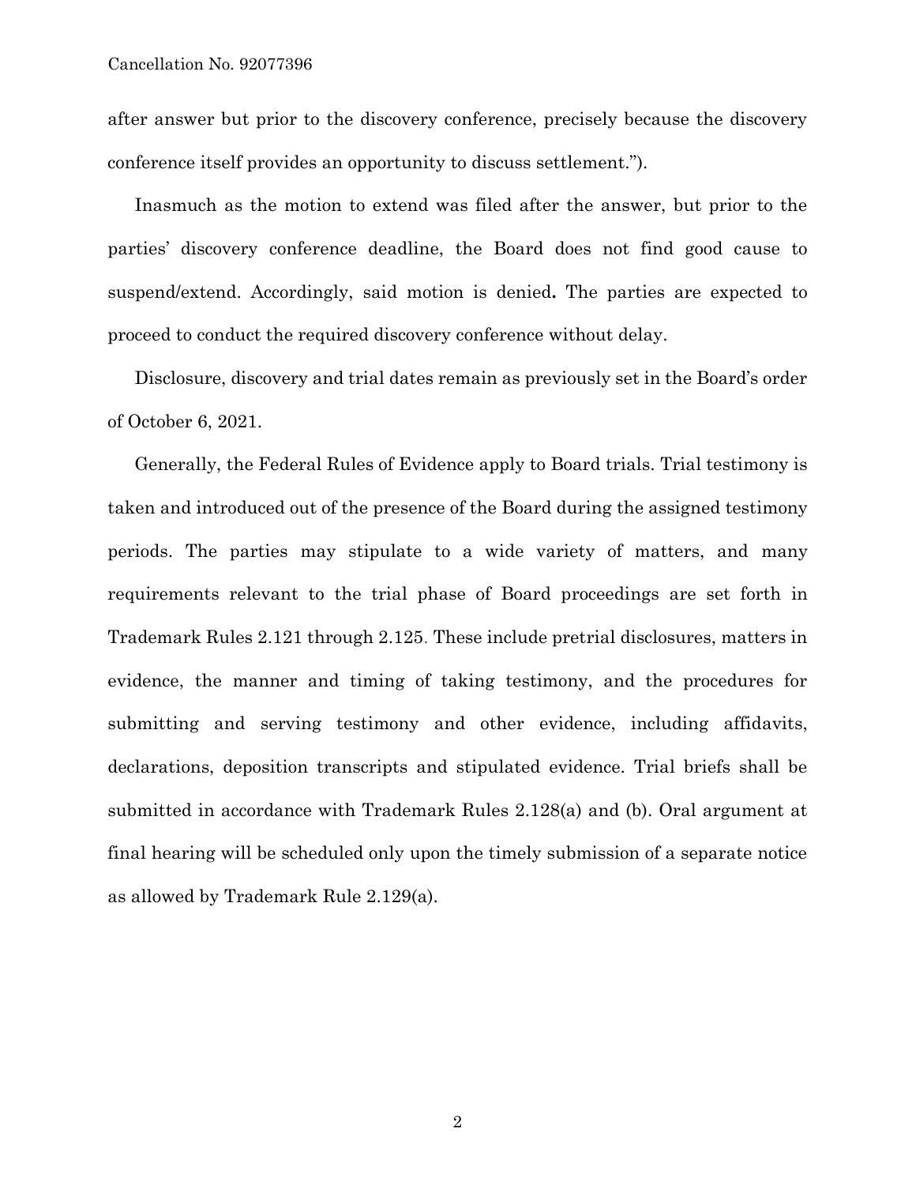after answer but prior to the discovery conference, precisely because the discovery conference itself provides an opportunity to discuss settlement.").

Inasmuch as the motion to extend was filed after the answer, but prior to the parties' discovery conference deadline, the Board does not find good cause to suspend/extend. Accordingly, said motion is denied**.** The parties are expected to proceed to conduct the required discovery conference without delay.

Disclosure, discovery and trial dates remain as previously set in the Board's order of October 6, 2021.

Generally, the Federal Rules of Evidence apply to Board trials. Trial testimony is taken and introduced out of the presence of the Board during the assigned testimony periods. The parties may stipulate to a wide variety of matters, and many requirements relevant to the trial phase of Board proceedings are set forth in Trademark Rules 2.121 through 2.125. These include pretrial disclosures, matters in evidence, the manner and timing of taking testimony, and the procedures for submitting and serving testimony and other evidence, including affidavits, declarations, deposition transcripts and stipulated evidence. Trial briefs shall be submitted in accordance with Trademark Rules 2.128(a) and (b). Oral argument at final hearing will be scheduled only upon the timely submission of a separate notice as allowed by Trademark Rule 2.129(a).